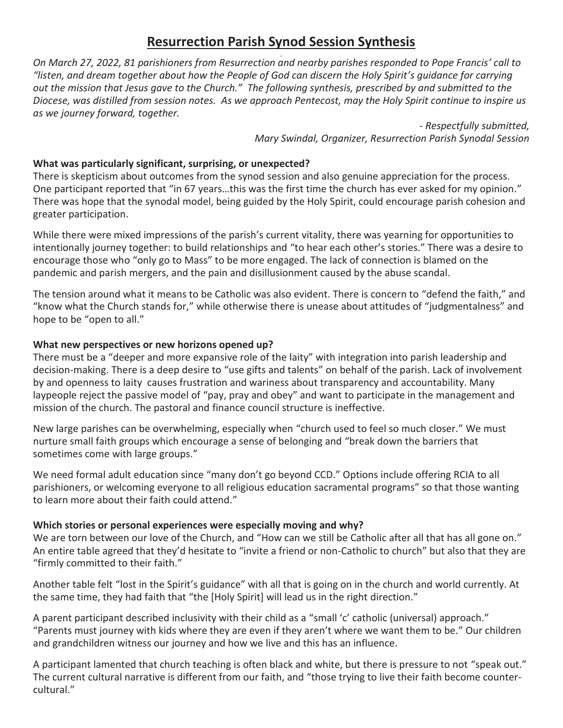# Resurrection Parish Synod Session Synthesis

*On March 27, 2022, 81 parishioners from Resurrection and nearby parishes responded to Pope Francis' call to "listen, and dream together about how the People of God can discern the Holy Spirit's guidance for carrying out the mission that Jesus gave to the Church." The following synthesis, prescribed by and submitted to the Diocese, was distilled from session notes. As we approach Pentecost, may the Holy Spirit continue to inspire us as we journey forward, together.*

*- Respectfully submitted,*
*Mary Swindal, Organizer, Resurrection Parish Synodal Session*

**What was particularly significant, surprising, or unexpected?**

There is skepticism about outcomes from the synod session and also genuine appreciation for the process. One participant reported that "in 67 years…this was the first time the church has ever asked for my opinion." There was hope that the synodal model, being guided by the Holy Spirit, could encourage parish cohesion and greater participation.

While there were mixed impressions of the parish's current vitality, there was yearning for opportunities to intentionally journey together: to build relationships and "to hear each other's stories." There was a desire to encourage those who "only go to Mass" to be more engaged. The lack of connection is blamed on the pandemic and parish mergers, and the pain and disillusionment caused by the abuse scandal.

The tension around what it means to be Catholic was also evident. There is concern to "defend the faith," and "know what the Church stands for," while otherwise there is unease about attitudes of "judgmentalness" and hope to be "open to all."

**What new perspectives or new horizons opened up?**

There must be a "deeper and more expansive role of the laity" with integration into parish leadership and decision-making. There is a deep desire to "use gifts and talents" on behalf of the parish. Lack of involvement by and openness to laity causes frustration and wariness about transparency and accountability. Many laypeople reject the passive model of "pay, pray and obey" and want to participate in the management and mission of the church. The pastoral and finance council structure is ineffective.

New large parishes can be overwhelming, especially when "church used to feel so much closer." We must nurture small faith groups which encourage a sense of belonging and "break down the barriers that sometimes come with large groups."

We need formal adult education since "many don't go beyond CCD." Options include offering RCIA to all parishioners, or welcoming everyone to all religious education sacramental programs" so that those wanting to learn more about their faith could attend."

**Which stories or personal experiences were especially moving and why?**

We are torn between our love of the Church, and "How can we still be Catholic after all that has all gone on." An entire table agreed that they'd hesitate to "invite a friend or non-Catholic to church" but also that they are "firmly committed to their faith."

Another table felt "lost in the Spirit's guidance" with all that is going on in the church and world currently. At the same time, they had faith that "the [Holy Spirit] will lead us in the right direction."

A parent participant described inclusivity with their child as a "small 'c' catholic (universal) approach." "Parents must journey with kids where they are even if they aren't where we want them to be." Our children and grandchildren witness our journey and how we live and this has an influence.

A participant lamented that church teaching is often black and white, but there is pressure to not "speak out." The current cultural narrative is different from our faith, and "those trying to live their faith become counter-cultural."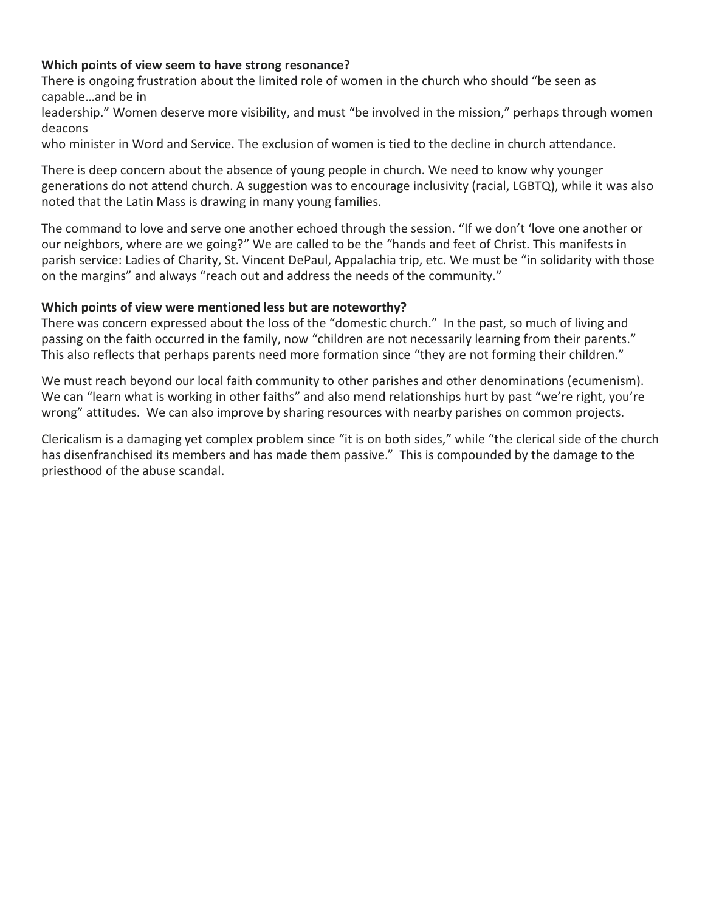**Which points of view seem to have strong resonance?**

There is ongoing frustration about the limited role of women in the church who should "be seen as capable…and be in leadership." Women deserve more visibility, and must "be involved in the mission," perhaps through women deacons who minister in Word and Service. The exclusion of women is tied to the decline in church attendance.

There is deep concern about the absence of young people in church. We need to know why younger generations do not attend church. A suggestion was to encourage inclusivity (racial, LGBTQ), while it was also noted that the Latin Mass is drawing in many young families.

The command to love and serve one another echoed through the session. "If we don't 'love one another or our neighbors, where are we going?" We are called to be the "hands and feet of Christ. This manifests in parish service: Ladies of Charity, St. Vincent DePaul, Appalachia trip, etc. We must be "in solidarity with those on the margins" and always "reach out and address the needs of the community."

**Which points of view were mentioned less but are noteworthy?**

There was concern expressed about the loss of the "domestic church." In the past, so much of living and passing on the faith occurred in the family, now "children are not necessarily learning from their parents." This also reflects that perhaps parents need more formation since "they are not forming their children."

We must reach beyond our local faith community to other parishes and other denominations (ecumenism). We can "learn what is working in other faiths" and also mend relationships hurt by past "we're right, you're wrong" attitudes. We can also improve by sharing resources with nearby parishes on common projects.

Clericalism is a damaging yet complex problem since "it is on both sides," while "the clerical side of the church has disenfranchised its members and has made them passive." This is compounded by the damage to the priesthood of the abuse scandal.